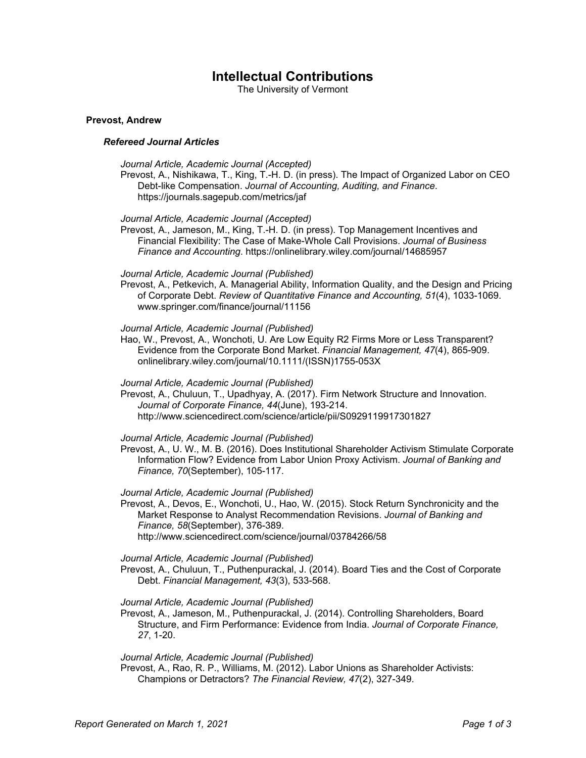# Intellectual Contributions

The University of Vermont

## Prevost, Andrew

### *Refereed Journal Articles*

*Journal Article, Academic Journal (Accepted)*
Prevost, A., Nishikawa, T., King, T.-H. D. (in press). The Impact of Organized Labor on CEO Debt-like Compensation. *Journal of Accounting, Auditing, and Finance*. https://journals.sagepub.com/metrics/jaf

*Journal Article, Academic Journal (Accepted)*
Prevost, A., Jameson, M., King, T.-H. D. (in press). Top Management Incentives and Financial Flexibility: The Case of Make-Whole Call Provisions. *Journal of Business Finance and Accounting*. https://onlinelibrary.wiley.com/journal/14685957

*Journal Article, Academic Journal (Published)*
Prevost, A., Petkevich, A. Managerial Ability, Information Quality, and the Design and Pricing of Corporate Debt. *Review of Quantitative Finance and Accounting, 51*(4), 1033-1069. www.springer.com/finance/journal/11156

*Journal Article, Academic Journal (Published)*
Hao, W., Prevost, A., Wonchoti, U. Are Low Equity R2 Firms More or Less Transparent? Evidence from the Corporate Bond Market. *Financial Management, 47*(4), 865-909. onlinelibrary.wiley.com/journal/10.1111/(ISSN)1755-053X

*Journal Article, Academic Journal (Published)*
Prevost, A., Chuluun, T., Upadhyay, A. (2017). Firm Network Structure and Innovation. *Journal of Corporate Finance, 44*(June), 193-214. http://www.sciencedirect.com/science/article/pii/S0929119917301827

*Journal Article, Academic Journal (Published)*
Prevost, A., U. W., M. B. (2016). Does Institutional Shareholder Activism Stimulate Corporate Information Flow? Evidence from Labor Union Proxy Activism. *Journal of Banking and Finance, 70*(September), 105-117.

*Journal Article, Academic Journal (Published)*
Prevost, A., Devos, E., Wonchoti, U., Hao, W. (2015). Stock Return Synchronicity and the Market Response to Analyst Recommendation Revisions. *Journal of Banking and Finance, 58*(September), 376-389. http://www.sciencedirect.com/science/journal/03784266/58

*Journal Article, Academic Journal (Published)*
Prevost, A., Chuluun, T., Puthenpurackal, J. (2014). Board Ties and the Cost of Corporate Debt. *Financial Management, 43*(3), 533-568.

*Journal Article, Academic Journal (Published)*
Prevost, A., Jameson, M., Puthenpurackal, J. (2014). Controlling Shareholders, Board Structure, and Firm Performance: Evidence from India. *Journal of Corporate Finance, 27*, 1-20.

*Journal Article, Academic Journal (Published)*
Prevost, A., Rao, R. P., Williams, M. (2012). Labor Unions as Shareholder Activists: Champions or Detractors? *The Financial Review, 47*(2), 327-349.

Report Generated on March 1, 2021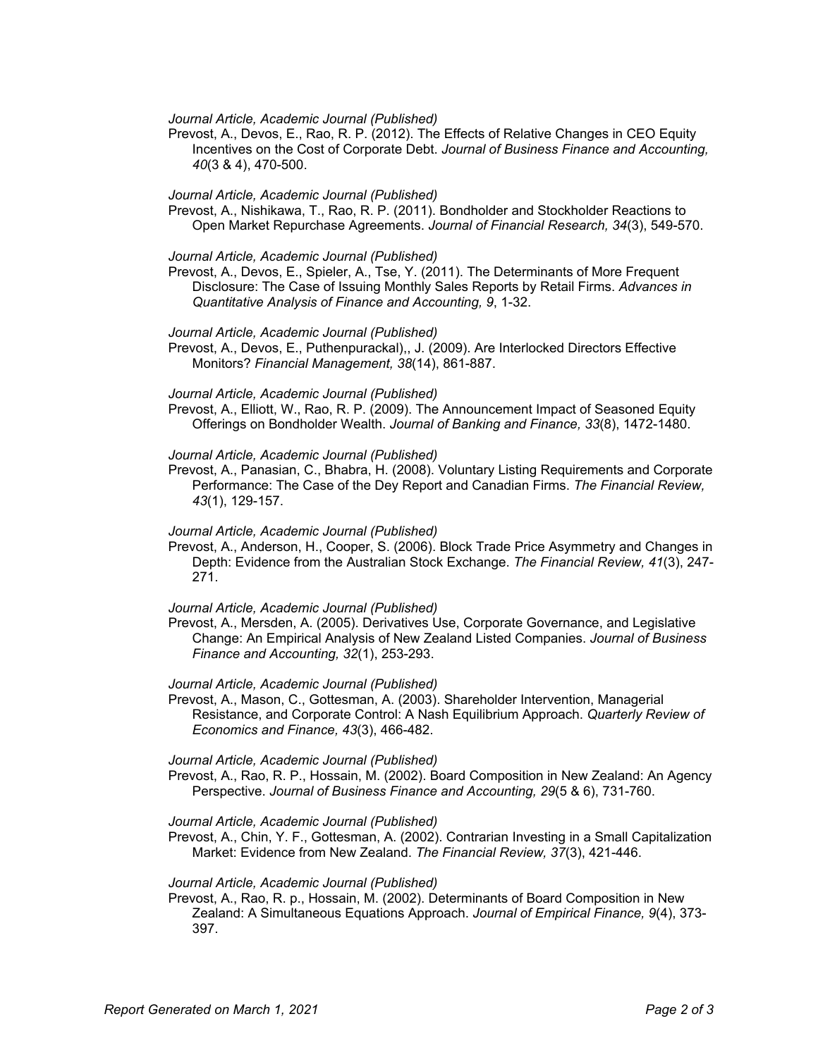*Journal Article, Academic Journal (Published)*

Prevost, A., Devos, E., Rao, R. P. (2012). The Effects of Relative Changes in CEO Equity Incentives on the Cost of Corporate Debt. *Journal of Business Finance and Accounting, 40*(3 & 4), 470-500.

*Journal Article, Academic Journal (Published)*

Prevost, A., Nishikawa, T., Rao, R. P. (2011). Bondholder and Stockholder Reactions to Open Market Repurchase Agreements. *Journal of Financial Research, 34*(3), 549-570.

*Journal Article, Academic Journal (Published)*

Prevost, A., Devos, E., Spieler, A., Tse, Y. (2011). The Determinants of More Frequent Disclosure: The Case of Issuing Monthly Sales Reports by Retail Firms. *Advances in Quantitative Analysis of Finance and Accounting, 9*, 1-32.

*Journal Article, Academic Journal (Published)*

Prevost, A., Devos, E., Puthenpurackal),, J. (2009). Are Interlocked Directors Effective Monitors? *Financial Management, 38*(14), 861-887.

*Journal Article, Academic Journal (Published)*

Prevost, A., Elliott, W., Rao, R. P. (2009). The Announcement Impact of Seasoned Equity Offerings on Bondholder Wealth. *Journal of Banking and Finance, 33*(8), 1472-1480.

*Journal Article, Academic Journal (Published)*

Prevost, A., Panasian, C., Bhabra, H. (2008). Voluntary Listing Requirements and Corporate Performance: The Case of the Dey Report and Canadian Firms. *The Financial Review, 43*(1), 129-157.

*Journal Article, Academic Journal (Published)*

Prevost, A., Anderson, H., Cooper, S. (2006). Block Trade Price Asymmetry and Changes in Depth: Evidence from the Australian Stock Exchange. *The Financial Review, 41*(3), 247-271.

*Journal Article, Academic Journal (Published)*

Prevost, A., Mersden, A. (2005). Derivatives Use, Corporate Governance, and Legislative Change: An Empirical Analysis of New Zealand Listed Companies. *Journal of Business Finance and Accounting, 32*(1), 253-293.

*Journal Article, Academic Journal (Published)*

Prevost, A., Mason, C., Gottesman, A. (2003). Shareholder Intervention, Managerial Resistance, and Corporate Control: A Nash Equilibrium Approach. *Quarterly Review of Economics and Finance, 43*(3), 466-482.

*Journal Article, Academic Journal (Published)*

Prevost, A., Rao, R. P., Hossain, M. (2002). Board Composition in New Zealand: An Agency Perspective. *Journal of Business Finance and Accounting, 29*(5 & 6), 731-760.

*Journal Article, Academic Journal (Published)*

Prevost, A., Chin, Y. F., Gottesman, A. (2002). Contrarian Investing in a Small Capitalization Market: Evidence from New Zealand. *The Financial Review, 37*(3), 421-446.

*Journal Article, Academic Journal (Published)*

Prevost, A., Rao, R. p., Hossain, M. (2002). Determinants of Board Composition in New Zealand: A Simultaneous Equations Approach. *Journal of Empirical Finance, 9*(4), 373-397.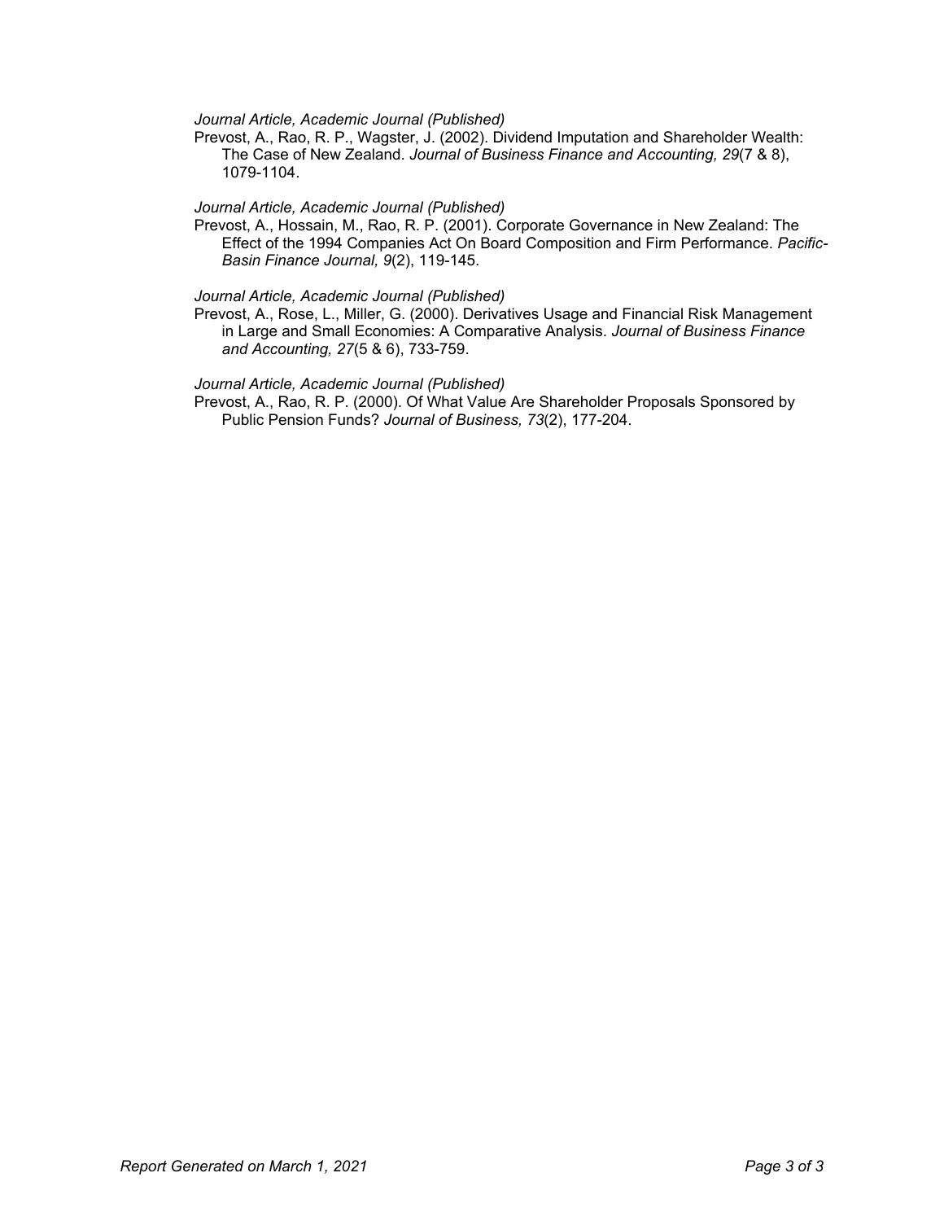*Journal Article, Academic Journal (Published)*

Prevost, A., Rao, R. P., Wagster, J. (2002). Dividend Imputation and Shareholder Wealth: The Case of New Zealand. *Journal of Business Finance and Accounting, 29*(7 & 8), 1079-1104.

*Journal Article, Academic Journal (Published)*

Prevost, A., Hossain, M., Rao, R. P. (2001). Corporate Governance in New Zealand: The Effect of the 1994 Companies Act On Board Composition and Firm Performance. *Pacific-Basin Finance Journal, 9*(2), 119-145.

*Journal Article, Academic Journal (Published)*

Prevost, A., Rose, L., Miller, G. (2000). Derivatives Usage and Financial Risk Management in Large and Small Economies: A Comparative Analysis. *Journal of Business Finance and Accounting, 27*(5 & 6), 733-759.

*Journal Article, Academic Journal (Published)*

Prevost, A., Rao, R. P. (2000). Of What Value Are Shareholder Proposals Sponsored by Public Pension Funds? *Journal of Business, 73*(2), 177-204.